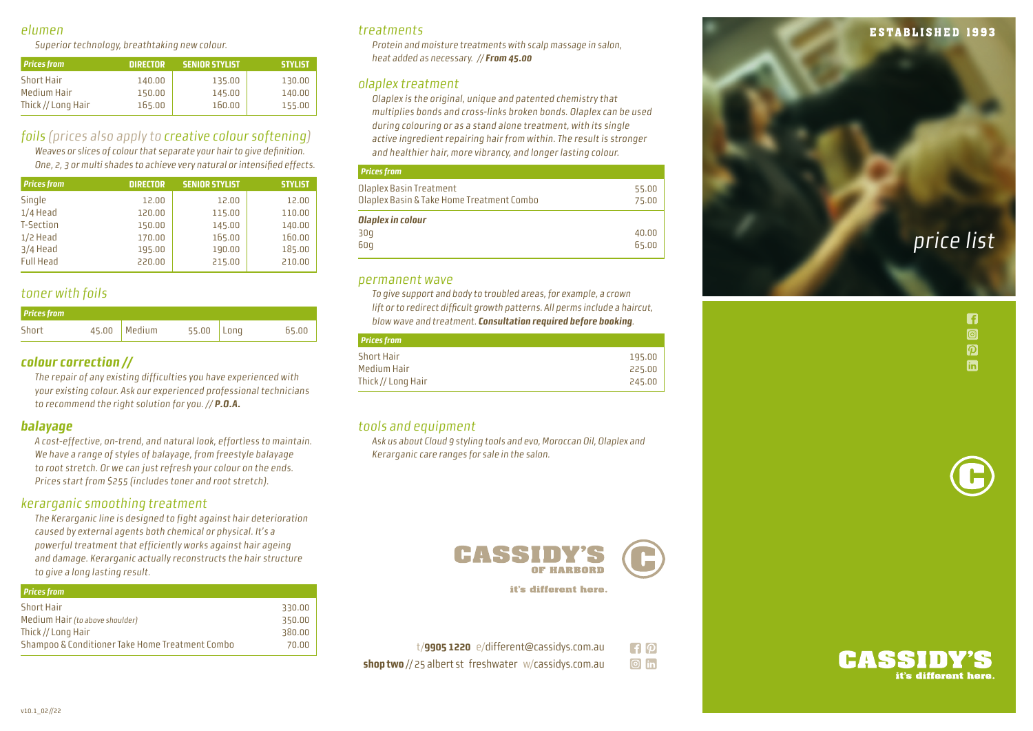## elumen

*Superior technology, breathtaking new colour.*

| Prices from | DIRECTOR | SENIOR STYLIST | STYLIST |
|---|---|---|---|
| Short Hair | 140.00 | 135.00 | 130.00 |
| Medium Hair | 150.00 | 145.00 | 140.00 |
| Thick // Long Hair | 165.00 | 160.00 | 155.00 |

## foils (prices also apply to creative colour softening)

*Weaves or slices of colour that separate your hair to give definition. One, 2, 3 or multi shades to achieve very natural or intensified effects.*

| Prices from | DIRECTOR | SENIOR STYLIST | STYLIST |
|---|---|---|---|
| Single | 12.00 | 12.00 | 12.00 |
| 1/4 Head | 120.00 | 115.00 | 110.00 |
| T-Section | 150.00 | 145.00 | 140.00 |
| 1/2 Head | 170.00 | 165.00 | 160.00 |
| 3/4 Head | 195.00 | 190.00 | 185.00 |
| Full Head | 220.00 | 215.00 | 210.00 |

## toner with foils

| Prices from | | | | | |
|---|---|---|---|---|---|
| Short | 45.00 | Medium | 55.00 | Long | 65.00 |

## colour correction //

*The repair of any existing difficulties you have experienced with your existing colour. Ask our experienced professional technicians to recommend the right solution for you. // **P.O.A.***

## balayage

*A cost-effective, on-trend, and natural look, effortless to maintain. We have a range of styles of balayage, from freestyle balayage to root stretch. Or we can just refresh your colour on the ends. Prices start from $255 (includes toner and root stretch).*

## kerarganic smoothing treatment

*The Kerarganic line is designed to fight against hair deterioration caused by external agents both chemical or physical. It's a powerful treatment that efficiently works against hair ageing and damage. Kerarganic actually reconstructs the hair structure to give a long lasting result.*

| Prices from | |
|---|---|
| Short Hair | 330.00 |
| Medium Hair *(to above shoulder)* | 350.00 |
| Thick // Long Hair | 380.00 |
| Shampoo & Conditioner Take Home Treatment Combo | 70.00 |

v10.1_02//22

## treatments

*Protein and moisture treatments with scalp massage in salon, heat added as necessary. // **From 45.00***

## olaplex treatment

*Olaplex is the original, unique and patented chemistry that multiplies bonds and cross-links broken bonds. Olaplex can be used during colouring or as a stand alone treatment, with its single active ingredient repairing hair from within. The result is stronger and healthier hair, more vibrancy, and longer lasting colour.*

| Prices from | |
|---|---|
| Olaplex Basin Treatment | 55.00 |
| Olaplex Basin & Take Home Treatment Combo | 75.00 |
| ***Olaplex in colour*** | |
| 30g | 40.00 |
| 60g | 65.00 |

## permanent wave

*To give support and body to troubled areas, for example, a crown lift or to redirect difficult growth patterns. All perms include a haircut, blow wave and treatment. **Consultation required before booking**.*

| Prices from | |
|---|---|
| Short Hair | 195.00 |
| Medium Hair | 225.00 |
| Thick // Long Hair | 245.00 |

## tools and equipment

*Ask us about Cloud 9 styling tools and evo, Moroccan Oil, Olaplex and Kerarganic care ranges for sale in the salon.*

CASSIDY'S OF HARBORD

it's different here.

t/**9905 1220** e/different@cassidys.com.au
**shop two** // 25 albert st freshwater w/cassidys.com.au

ESTABLISHED 1993

*price list*

CASSIDY'S
it's different here.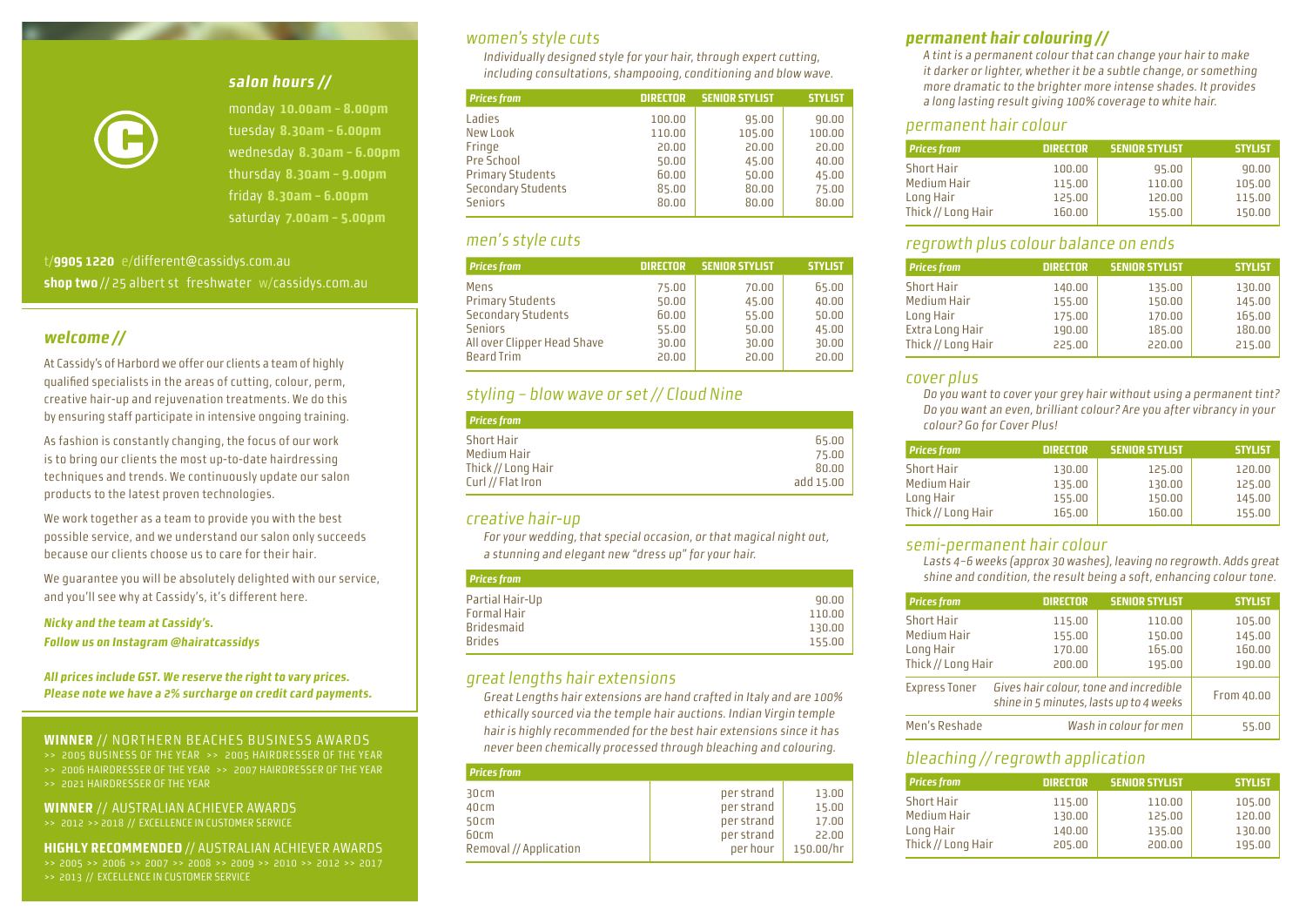## *salon hours //*

monday **10.00am – 8.00pm**
tuesday **8.30am – 6.00pm**
wednesday **8.30am – 6.00pm**
thursday **8.30am – 9.00pm**
friday **8.30am – 6.00pm**
saturday **7.00am – 5.00pm**

t/**9905 1220** e/different@cassidys.com.au
**shop two** // 25 albert st freshwater w/cassidys.com.au

## *welcome //*

At Cassidy's of Harbord we offer our clients a team of highly qualified specialists in the areas of cutting, colour, perm, creative hair-up and rejuvenation treatments. We do this by ensuring staff participate in intensive ongoing training.

As fashion is constantly changing, the focus of our work is to bring our clients the most up-to-date hairdressing techniques and trends. We continuously update our salon products to the latest proven technologies.

We work together as a team to provide you with the best possible service, and we understand our salon only succeeds because our clients choose us to care for their hair.

We guarantee you will be absolutely delighted with our service, and you'll see why at Cassidy's, it's different here.

***Nicky and the team at Cassidy's.***
***Follow us on Instagram @hairatcassidys***

***All prices include GST. We reserve the right to vary prices.***
***Please note we have a 2% surcharge on credit card payments.***

**WINNER** // NORTHERN BEACHES BUSINESS AWARDS
>> 2005 BUSINESS OF THE YEAR >> 2005 HAIRDRESSER OF THE YEAR
>> 2006 HAIRDRESSER OF THE YEAR >> 2007 HAIRDRESSER OF THE YEAR
>> 2021 HAIRDRESSER OF THE YEAR

**WINNER** // AUSTRALIAN ACHIEVER AWARDS
>> 2012 >> 2018 // EXCELLENCE IN CUSTOMER SERVICE

**HIGHLY RECOMMENDED** // AUSTRALIAN ACHIEVER AWARDS
>> 2005 >> 2006 >> 2007 >> 2008 >> 2009 >> 2010 >> 2012 >> 2017
>> 2013 // EXCELLENCE IN CUSTOMER SERVICE

## *women's style cuts*

*Individually designed style for your hair, through expert cutting, including consultations, shampooing, conditioning and blow wave.*

| *Prices from* | DIRECTOR | SENIOR STYLIST | STYLIST |
|---|---|---|---|
| Ladies | 100.00 | 95.00 | 90.00 |
| New Look | 110.00 | 105.00 | 100.00 |
| Fringe | 20.00 | 20.00 | 20.00 |
| Pre School | 50.00 | 45.00 | 40.00 |
| Primary Students | 60.00 | 50.00 | 45.00 |
| Secondary Students | 85.00 | 80.00 | 75.00 |
| Seniors | 80.00 | 80.00 | 80.00 |

## *men's style cuts*

| *Prices from* | DIRECTOR | SENIOR STYLIST | STYLIST |
|---|---|---|---|
| Mens | 75.00 | 70.00 | 65.00 |
| Primary Students | 50.00 | 45.00 | 40.00 |
| Secondary Students | 60.00 | 55.00 | 50.00 |
| Seniors | 55.00 | 50.00 | 45.00 |
| All over Clipper Head Shave | 30.00 | 30.00 | 30.00 |
| Beard Trim | 20.00 | 20.00 | 20.00 |

## *styling – blow wave or set // Cloud Nine*

| *Prices from* | |
|---|---|
| Short Hair | 65.00 |
| Medium Hair | 75.00 |
| Thick // Long Hair | 80.00 |
| Curl // Flat Iron | add 15.00 |

## *creative hair-up*

*For your wedding, that special occasion, or that magical night out, a stunning and elegant new "dress up" for your hair.*

| *Prices from* | |
|---|---|
| Partial Hair-Up | 90.00 |
| Formal Hair | 110.00 |
| Bridesmaid | 130.00 |
| Brides | 155.00 |

## *great lengths hair extensions*

*Great Lengths hair extensions are hand crafted in Italy and are 100% ethically sourced via the temple hair auctions. Indian Virgin temple hair is highly recommended for the best hair extensions since it has never been chemically processed through bleaching and colouring.*

| *Prices from* | | |
|---|---|---|
| 30cm | per strand | 13.00 |
| 40cm | per strand | 15.00 |
| 50cm | per strand | 17.00 |
| 60cm | per strand | 22.00 |
| Removal // Application | per hour | 150.00/hr |

## *permanent hair colouring //*

*A tint is a permanent colour that can change your hair to make it darker or lighter, whether it be a subtle change, or something more dramatic to the brighter more intense shades. It provides a long lasting result giving 100% coverage to white hair.*

## *permanent hair colour*

| *Prices from* | DIRECTOR | SENIOR STYLIST | STYLIST |
|---|---|---|---|
| Short Hair | 100.00 | 95.00 | 90.00 |
| Medium Hair | 115.00 | 110.00 | 105.00 |
| Long Hair | 125.00 | 120.00 | 115.00 |
| Thick // Long Hair | 160.00 | 155.00 | 150.00 |

## *regrowth plus colour balance on ends*

| *Prices from* | DIRECTOR | SENIOR STYLIST | STYLIST |
|---|---|---|---|
| Short Hair | 140.00 | 135.00 | 130.00 |
| Medium Hair | 155.00 | 150.00 | 145.00 |
| Long Hair | 175.00 | 170.00 | 165.00 |
| Extra Long Hair | 190.00 | 185.00 | 180.00 |
| Thick // Long Hair | 225.00 | 220.00 | 215.00 |

## *cover plus*

*Do you want to cover your grey hair without using a permanent tint? Do you want an even, brilliant colour? Are you after vibrancy in your colour? Go for Cover Plus!*

| *Prices from* | DIRECTOR | SENIOR STYLIST | STYLIST |
|---|---|---|---|
| Short Hair | 130.00 | 125.00 | 120.00 |
| Medium Hair | 135.00 | 130.00 | 125.00 |
| Long Hair | 155.00 | 150.00 | 145.00 |
| Thick // Long Hair | 165.00 | 160.00 | 155.00 |

## *semi-permanent hair colour*

*Lasts 4–6 weeks (approx 30 washes), leaving no regrowth. Adds great shine and condition, the result being a soft, enhancing colour tone.*

| *Prices from* | DIRECTOR | SENIOR STYLIST | STYLIST |
|---|---|---|---|
| Short Hair | 115.00 | 110.00 | 105.00 |
| Medium Hair | 155.00 | 150.00 | 145.00 |
| Long Hair | 170.00 | 165.00 | 160.00 |
| Thick // Long Hair | 200.00 | 195.00 | 190.00 |
| Express Toner | *Gives hair colour, tone and incredible shine in 5 minutes, lasts up to 4 weeks* | | From 40.00 |
| Men's Reshade | *Wash in colour for men* | | 55.00 |

## *bleaching // regrowth application*

| *Prices from* | DIRECTOR | SENIOR STYLIST | STYLIST |
|---|---|---|---|
| Short Hair | 115.00 | 110.00 | 105.00 |
| Medium Hair | 130.00 | 125.00 | 120.00 |
| Long Hair | 140.00 | 135.00 | 130.00 |
| Thick // Long Hair | 205.00 | 200.00 | 195.00 |